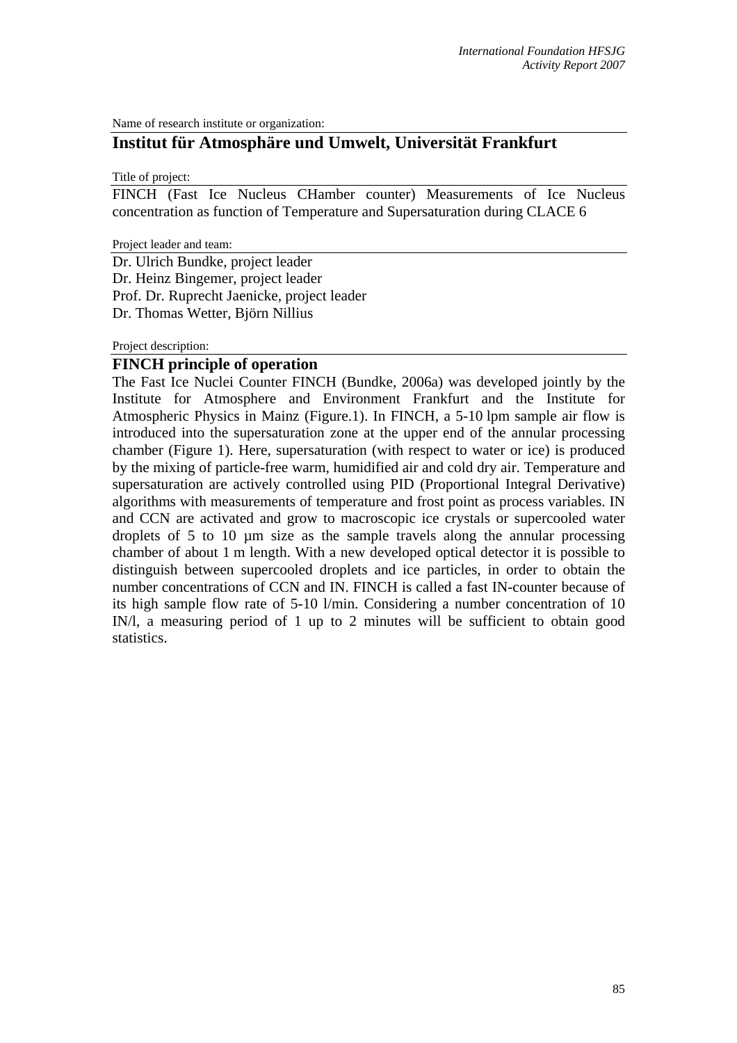Name of research institute or organization:

# Institut für Atmosphäre und Umwelt, Universität Frankfurt

Title of project:

FINCH (Fast Ice Nucleus CHamber counter) Measurements of Ice Nucleus concentration as function of Temperature and Supersaturation during CLACE 6

Project leader and team:

Dr. Ulrich Bundke, project leader
Dr. Heinz Bingemer, project leader
Prof. Dr. Ruprecht Jaenicke, project leader
Dr. Thomas Wetter, Björn Nillius

Project description:

## FINCH principle of operation

The Fast Ice Nuclei Counter FINCH (Bundke, 2006a) was developed jointly by the Institute for Atmosphere and Environment Frankfurt and the Institute for Atmospheric Physics in Mainz (Figure.1). In FINCH, a 5-10 lpm sample air flow is introduced into the supersaturation zone at the upper end of the annular processing chamber (Figure 1). Here, supersaturation (with respect to water or ice) is produced by the mixing of particle-free warm, humidified air and cold dry air. Temperature and supersaturation are actively controlled using PID (Proportional Integral Derivative) algorithms with measurements of temperature and frost point as process variables. IN and CCN are activated and grow to macroscopic ice crystals or supercooled water droplets of 5 to 10 µm size as the sample travels along the annular processing chamber of about 1 m length. With a new developed optical detector it is possible to distinguish between supercooled droplets and ice particles, in order to obtain the number concentrations of CCN and IN. FINCH is called a fast IN-counter because of its high sample flow rate of 5-10 l/min. Considering a number concentration of 10 IN/l, a measuring period of 1 up to 2 minutes will be sufficient to obtain good statistics.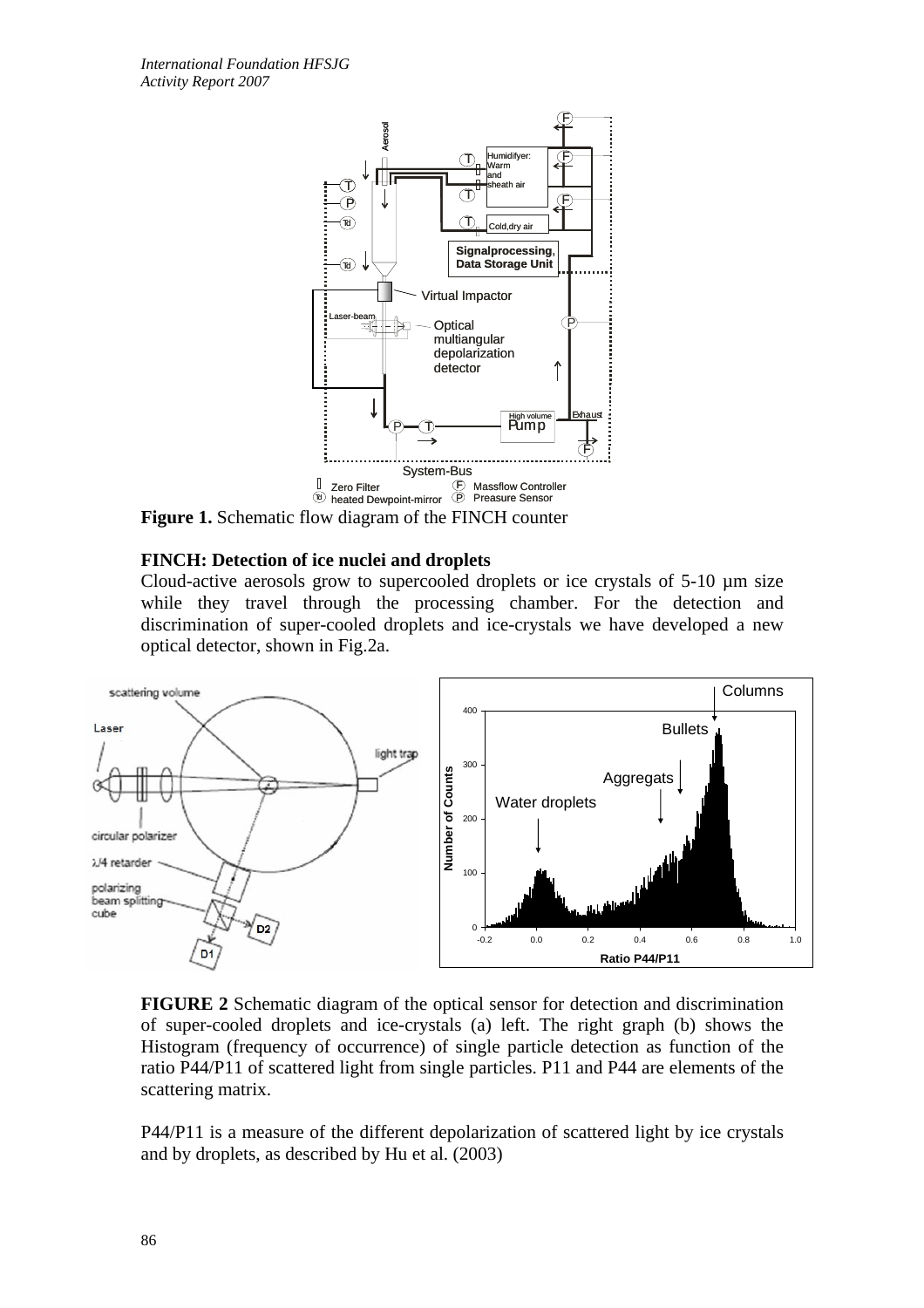**Figure 1.** Schematic flow diagram of the FINCH counter

### FINCH: Detection of ice nuclei and droplets

Cloud-active aerosols grow to supercooled droplets or ice crystals of 5-10 µm size while they travel through the processing chamber. For the detection and discrimination of super-cooled droplets and ice-crystals we have developed a new optical detector, shown in Fig.2a.

**FIGURE 2** Schematic diagram of the optical sensor for detection and discrimination of super-cooled droplets and ice-crystals (a) left. The right graph (b) shows the Histogram (frequency of occurrence) of single particle detection as function of the ratio P44/P11 of scattered light from single particles. P11 and P44 are elements of the scattering matrix.

P44/P11 is a measure of the different depolarization of scattered light by ice crystals and by droplets, as described by Hu et al. (2003)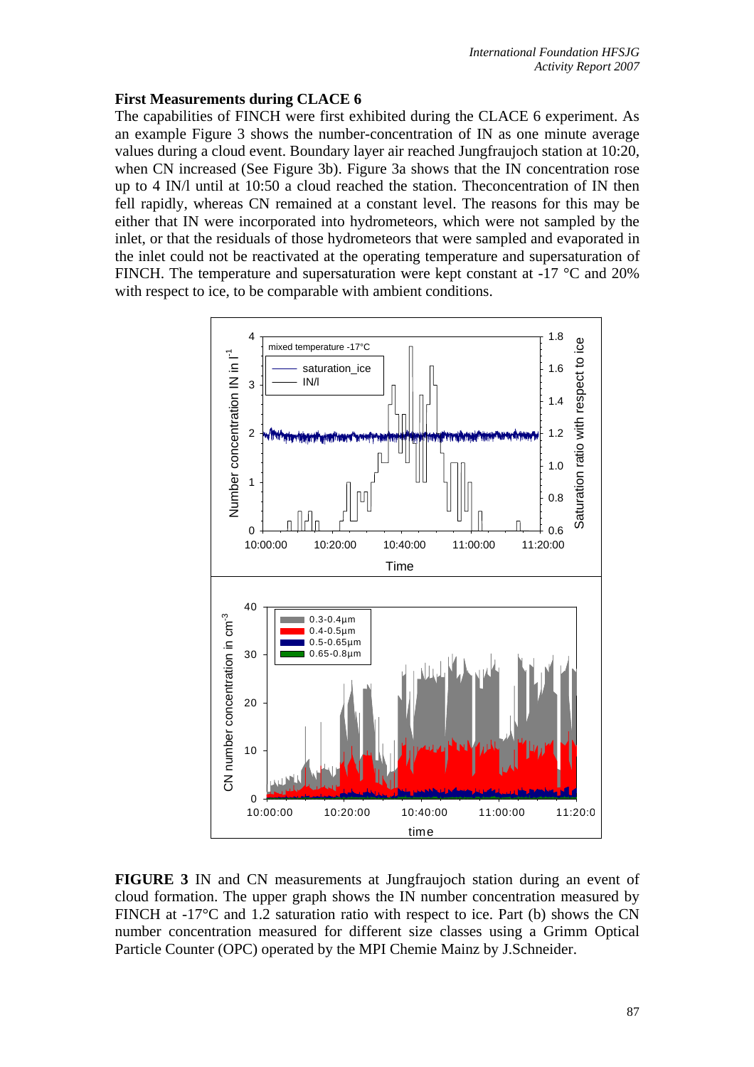## First Measurements during CLACE 6

The capabilities of FINCH were first exhibited during the CLACE 6 experiment. As an example Figure 3 shows the number-concentration of IN as one minute average values during a cloud event. Boundary layer air reached Jungfraujoch station at 10:20, when CN increased (See Figure 3b). Figure 3a shows that the IN concentration rose up to 4 IN/l until at 10:50 a cloud reached the station. Theconcentration of IN then fell rapidly, whereas CN remained at a constant level. The reasons for this may be either that IN were incorporated into hydrometeors, which were not sampled by the inlet, or that the residuals of those hydrometeors that were sampled and evaporated in the inlet could not be reactivated at the operating temperature and supersaturation of FINCH. The temperature and supersaturation were kept constant at -17 °C and 20% with respect to ice, to be comparable with ambient conditions.

**FIGURE 3** IN and CN measurements at Jungfraujoch station during an event of cloud formation. The upper graph shows the IN number concentration measured by FINCH at -17°C and 1.2 saturation ratio with respect to ice. Part (b) shows the CN number concentration measured for different size classes using a Grimm Optical Particle Counter (OPC) operated by the MPI Chemie Mainz by J.Schneider.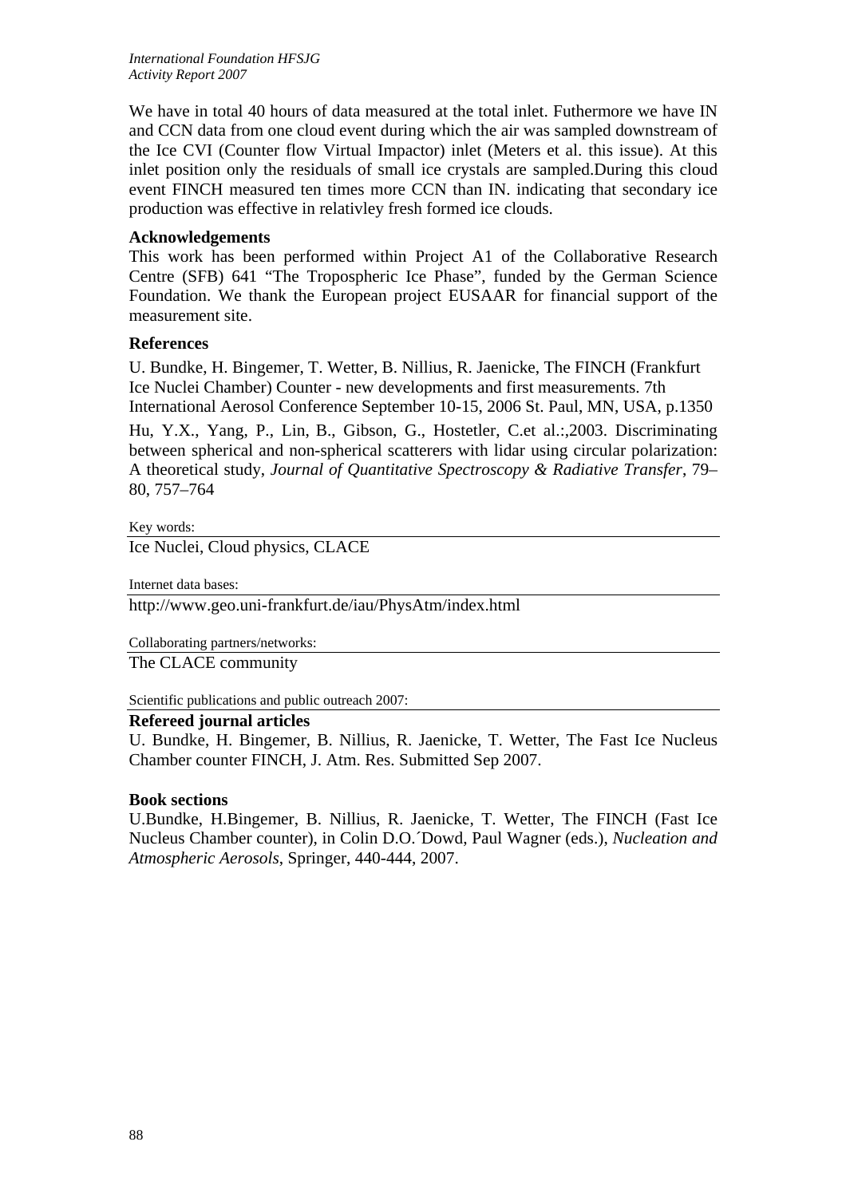We have in total 40 hours of data measured at the total inlet. Futhermore we have IN and CCN data from one cloud event during which the air was sampled downstream of the Ice CVI (Counter flow Virtual Impactor) inlet (Meters et al. this issue). At this inlet position only the residuals of small ice crystals are sampled.During this cloud event FINCH measured ten times more CCN than IN. indicating that secondary ice production was effective in relativley fresh formed ice clouds.

### Acknowledgements

This work has been performed within Project A1 of the Collaborative Research Centre (SFB) 641 "The Tropospheric Ice Phase", funded by the German Science Foundation. We thank the European project EUSAAR for financial support of the measurement site.

### References

U. Bundke, H. Bingemer, T. Wetter, B. Nillius, R. Jaenicke, The FINCH (Frankfurt Ice Nuclei Chamber) Counter - new developments and first measurements. 7th International Aerosol Conference September 10-15, 2006 St. Paul, MN, USA, p.1350

Hu, Y.X., Yang, P., Lin, B., Gibson, G., Hostetler, C.et al.:,2003. Discriminating between spherical and non-spherical scatterers with lidar using circular polarization: A theoretical study, *Journal of Quantitative Spectroscopy & Radiative Transfer*, 79–80, 757–764

Key words:

Ice Nuclei, Cloud physics, CLACE

Internet data bases:

http://www.geo.uni-frankfurt.de/iau/PhysAtm/index.html

Collaborating partners/networks:

The CLACE community

Scientific publications and public outreach 2007:

**Refereed journal articles**

U. Bundke, H. Bingemer, B. Nillius, R. Jaenicke, T. Wetter, The Fast Ice Nucleus Chamber counter FINCH, J. Atm. Res. Submitted Sep 2007.

**Book sections**

U.Bundke, H.Bingemer, B. Nillius, R. Jaenicke, T. Wetter, The FINCH (Fast Ice Nucleus Chamber counter), in Colin D.O.´Dowd, Paul Wagner (eds.), *Nucleation and Atmospheric Aerosols*, Springer, 440-444, 2007.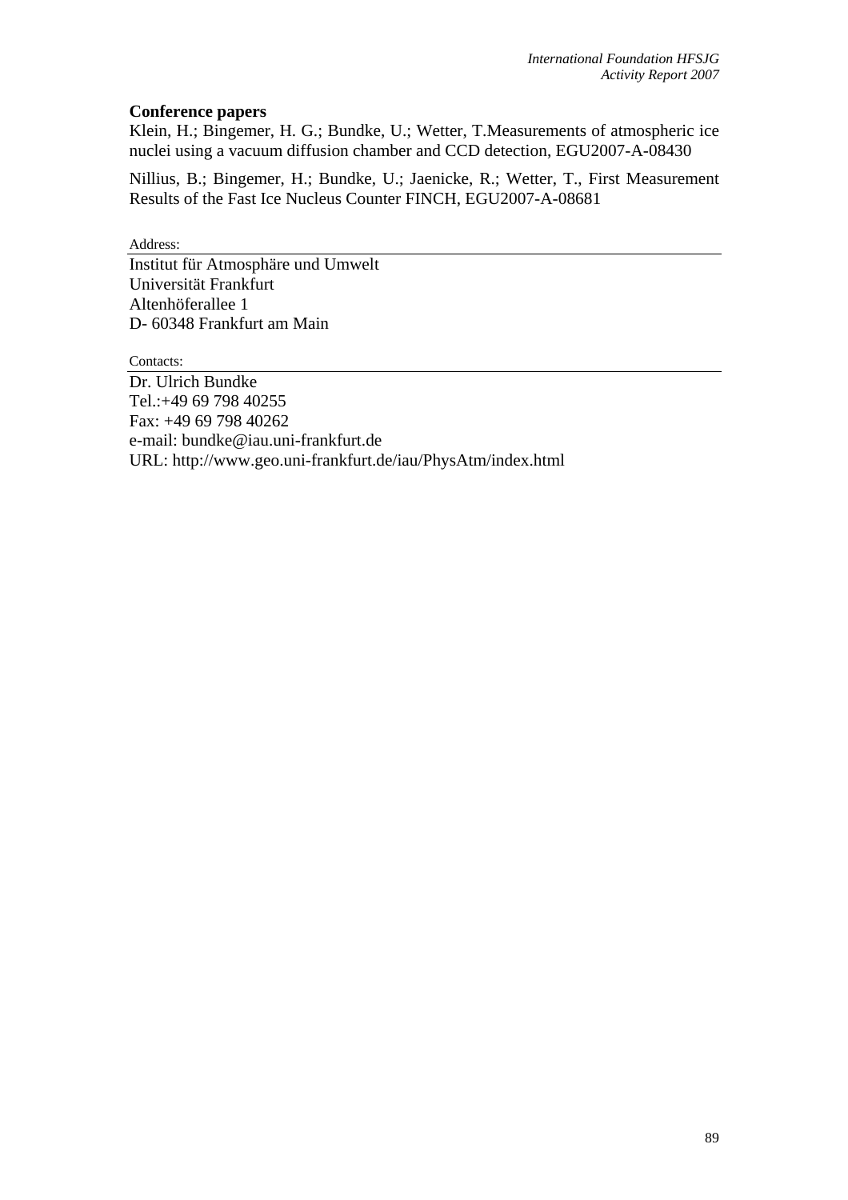**Conference papers**

Klein, H.; Bingemer, H. G.; Bundke, U.; Wetter, T.Measurements of atmospheric ice nuclei using a vacuum diffusion chamber and CCD detection, EGU2007-A-08430

Nillius, B.; Bingemer, H.; Bundke, U.; Jaenicke, R.; Wetter, T., First Measurement Results of the Fast Ice Nucleus Counter FINCH, EGU2007-A-08681

Address:

Institut für Atmosphäre und Umwelt
Universität Frankfurt
Altenhöferallee 1
D- 60348 Frankfurt am Main

Contacts:

Dr. Ulrich Bundke
Tel.:+49 69 798 40255
Fax: +49 69 798 40262
e-mail: bundke@iau.uni-frankfurt.de
URL: http://www.geo.uni-frankfurt.de/iau/PhysAtm/index.html